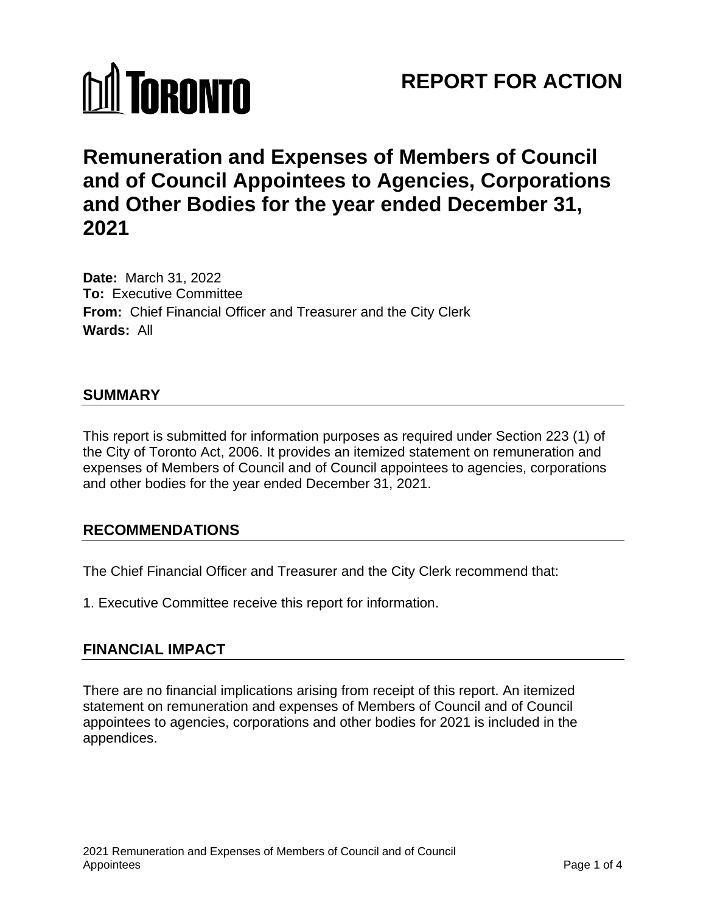TORONTO

# REPORT FOR ACTION

# Remuneration and Expenses of Members of Council and of Council Appointees to Agencies, Corporations and Other Bodies for the year ended December 31, 2021

**Date:** March 31, 2022
**To:** Executive Committee
**From:** Chief Financial Officer and Treasurer and the City Clerk
**Wards:** All

## SUMMARY

This report is submitted for information purposes as required under Section 223 (1) of the City of Toronto Act, 2006. It provides an itemized statement on remuneration and expenses of Members of Council and of Council appointees to agencies, corporations and other bodies for the year ended December 31, 2021.

## RECOMMENDATIONS

The Chief Financial Officer and Treasurer and the City Clerk recommend that:

1. Executive Committee receive this report for information.

## FINANCIAL IMPACT

There are no financial implications arising from receipt of this report. An itemized statement on remuneration and expenses of Members of Council and of Council appointees to agencies, corporations and other bodies for 2021 is included in the appendices.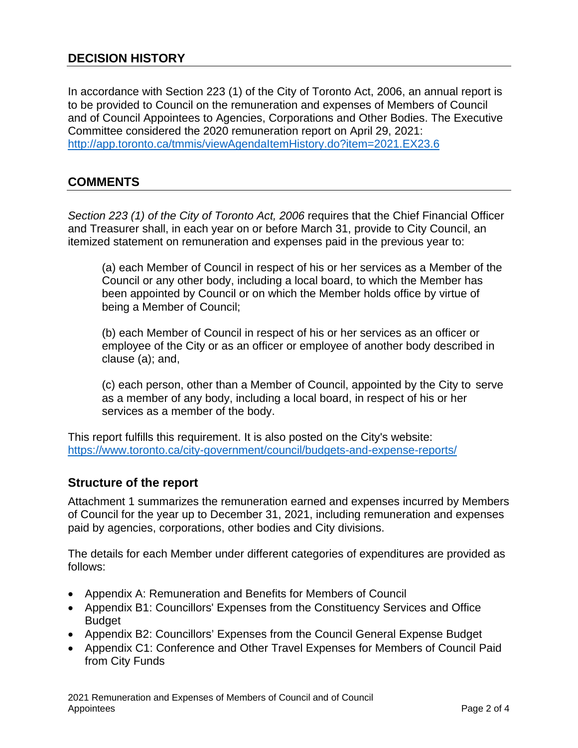## DECISION HISTORY

In accordance with Section 223 (1) of the City of Toronto Act, 2006, an annual report is to be provided to Council on the remuneration and expenses of Members of Council and of Council Appointees to Agencies, Corporations and Other Bodies. The Executive Committee considered the 2020 remuneration report on April 29, 2021: http://app.toronto.ca/tmmis/viewAgendaItemHistory.do?item=2021.EX23.6

## COMMENTS

*Section 223 (1) of the City of Toronto Act, 2006* requires that the Chief Financial Officer and Treasurer shall, in each year on or before March 31, provide to City Council, an itemized statement on remuneration and expenses paid in the previous year to:

> (a) each Member of Council in respect of his or her services as a Member of the Council or any other body, including a local board, to which the Member has been appointed by Council or on which the Member holds office by virtue of being a Member of Council;
>
> (b) each Member of Council in respect of his or her services as an officer or employee of the City or as an officer or employee of another body described in clause (a); and,
>
> (c) each person, other than a Member of Council, appointed by the City to serve as a member of any body, including a local board, in respect of his or her services as a member of the body.

This report fulfills this requirement. It is also posted on the City's website: https://www.toronto.ca/city-government/council/budgets-and-expense-reports/

### Structure of the report

Attachment 1 summarizes the remuneration earned and expenses incurred by Members of Council for the year up to December 31, 2021, including remuneration and expenses paid by agencies, corporations, other bodies and City divisions.

The details for each Member under different categories of expenditures are provided as follows:

- Appendix A: Remuneration and Benefits for Members of Council
- Appendix B1: Councillors' Expenses from the Constituency Services and Office Budget
- Appendix B2: Councillors' Expenses from the Council General Expense Budget
- Appendix C1: Conference and Other Travel Expenses for Members of Council Paid from City Funds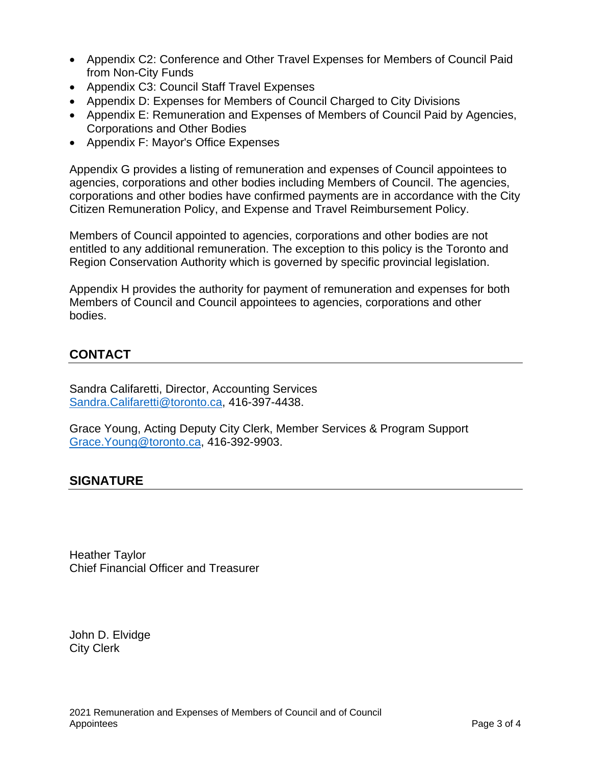- Appendix C2: Conference and Other Travel Expenses for Members of Council Paid from Non-City Funds
- Appendix C3: Council Staff Travel Expenses
- Appendix D: Expenses for Members of Council Charged to City Divisions
- Appendix E: Remuneration and Expenses of Members of Council Paid by Agencies, Corporations and Other Bodies
- Appendix F: Mayor's Office Expenses

Appendix G provides a listing of remuneration and expenses of Council appointees to agencies, corporations and other bodies including Members of Council. The agencies, corporations and other bodies have confirmed payments are in accordance with the City Citizen Remuneration Policy, and Expense and Travel Reimbursement Policy.

Members of Council appointed to agencies, corporations and other bodies are not entitled to any additional remuneration. The exception to this policy is the Toronto and Region Conservation Authority which is governed by specific provincial legislation.

Appendix H provides the authority for payment of remuneration and expenses for both Members of Council and Council appointees to agencies, corporations and other bodies.

## CONTACT

Sandra Califaretti, Director, Accounting Services
Sandra.Califaretti@toronto.ca, 416-397-4438.

Grace Young, Acting Deputy City Clerk, Member Services & Program Support
Grace.Young@toronto.ca, 416-392-9903.

## SIGNATURE

Heather Taylor
Chief Financial Officer and Treasurer

John D. Elvidge
City Clerk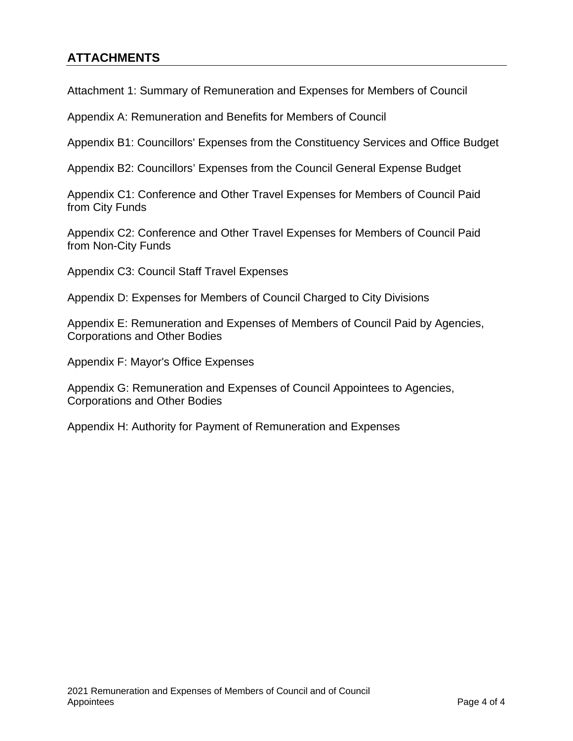## ATTACHMENTS

Attachment 1: Summary of Remuneration and Expenses for Members of Council

Appendix A: Remuneration and Benefits for Members of Council

Appendix B1: Councillors' Expenses from the Constituency Services and Office Budget

Appendix B2: Councillors' Expenses from the Council General Expense Budget

Appendix C1: Conference and Other Travel Expenses for Members of Council Paid from City Funds

Appendix C2: Conference and Other Travel Expenses for Members of Council Paid from Non-City Funds

Appendix C3: Council Staff Travel Expenses

Appendix D: Expenses for Members of Council Charged to City Divisions

Appendix E: Remuneration and Expenses of Members of Council Paid by Agencies, Corporations and Other Bodies

Appendix F: Mayor's Office Expenses

Appendix G: Remuneration and Expenses of Council Appointees to Agencies, Corporations and Other Bodies

Appendix H: Authority for Payment of Remuneration and Expenses